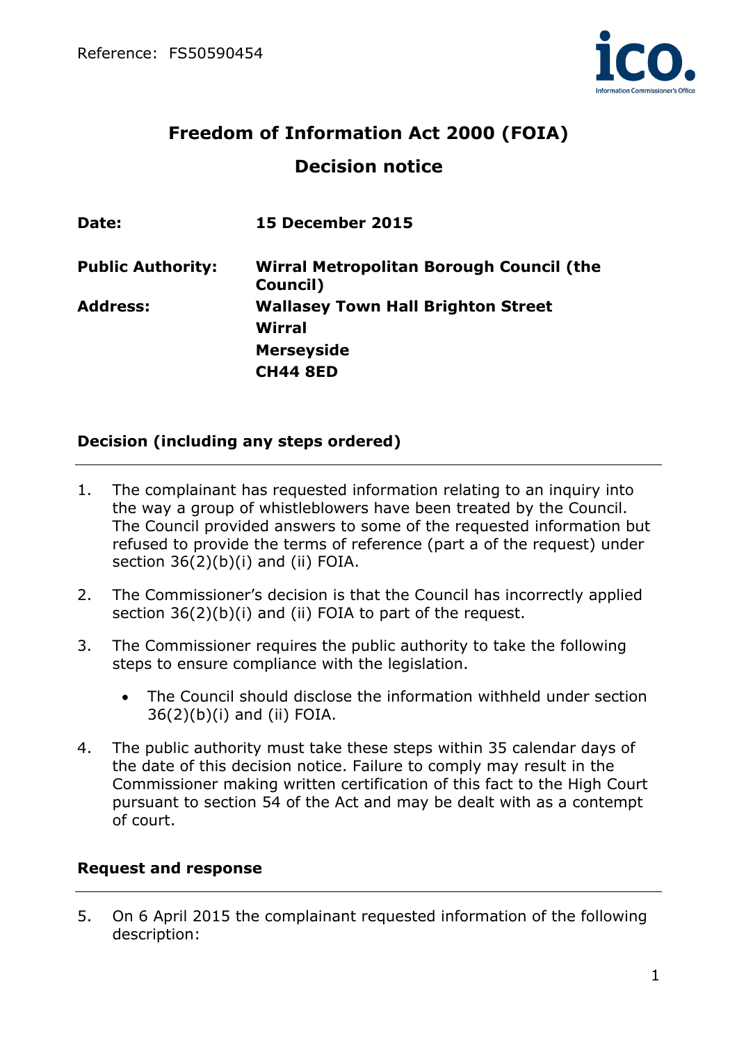Reference: FS50590454

# Freedom of Information Act 2000 (FOIA)

## Decision notice

| | |
|---|---|
| **Date:** | **15 December 2015** |
| **Public Authority:** | **Wirral Metropolitan Borough Council (the Council)** |
| **Address:** | **Wallasey Town Hall Brighton Street**<br>**Wirral**<br>**Merseyside**<br>**CH44 8ED** |

### Decision (including any steps ordered)

1. The complainant has requested information relating to an inquiry into the way a group of whistleblowers have been treated by the Council. The Council provided answers to some of the requested information but refused to provide the terms of reference (part a of the request) under section 36(2)(b)(i) and (ii) FOIA.

2. The Commissioner's decision is that the Council has incorrectly applied section 36(2)(b)(i) and (ii) FOIA to part of the request.

3. The Commissioner requires the public authority to take the following steps to ensure compliance with the legislation.

   - The Council should disclose the information withheld under section 36(2)(b)(i) and (ii) FOIA.

4. The public authority must take these steps within 35 calendar days of the date of this decision notice. Failure to comply may result in the Commissioner making written certification of this fact to the High Court pursuant to section 54 of the Act and may be dealt with as a contempt of court.

### Request and response

5. On 6 April 2015 the complainant requested information of the following description: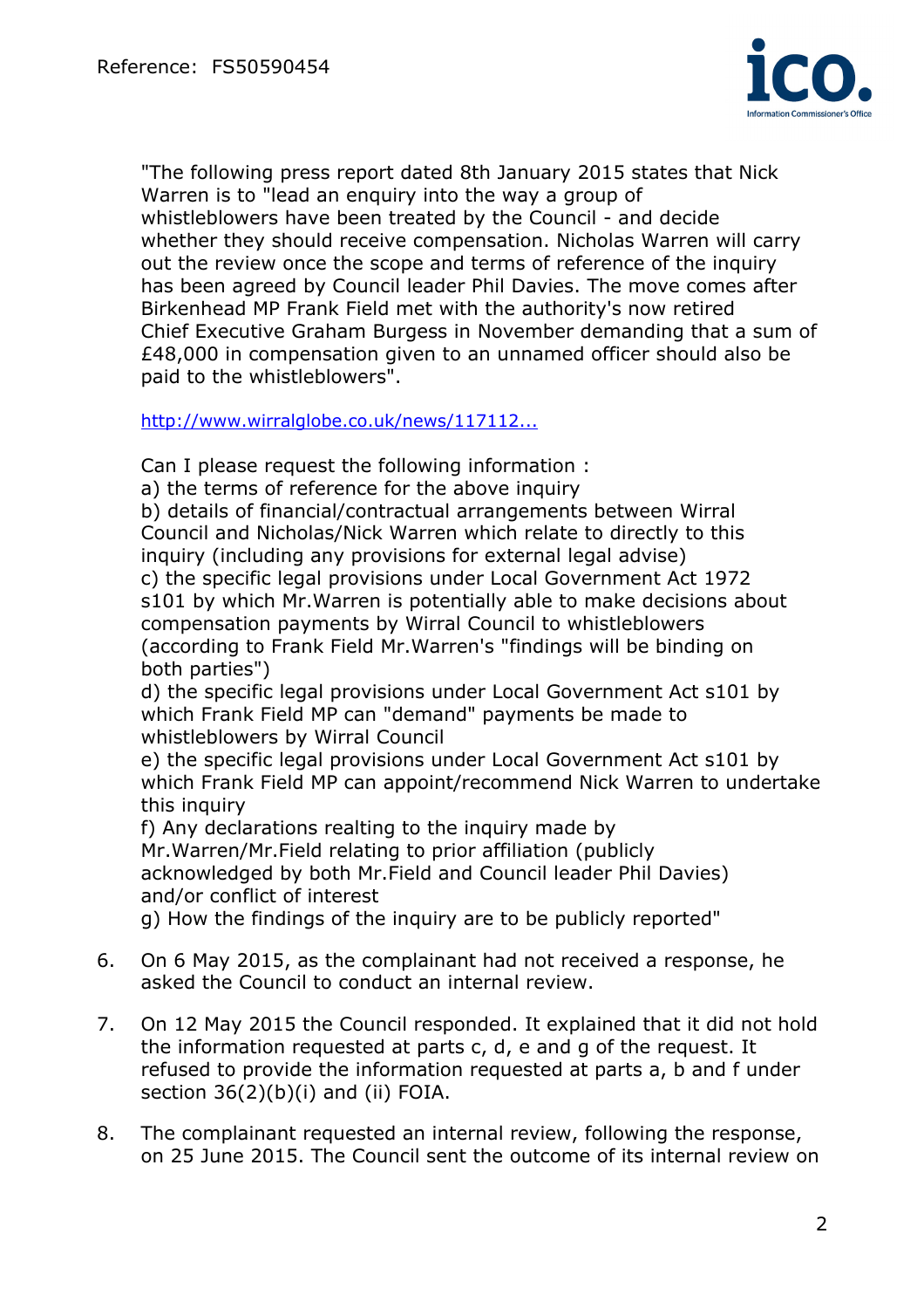"The following press report dated 8th January 2015 states that Nick Warren is to "lead an enquiry into the way a group of whistleblowers have been treated by the Council - and decide whether they should receive compensation. Nicholas Warren will carry out the review once the scope and terms of reference of the inquiry has been agreed by Council leader Phil Davies. The move comes after Birkenhead MP Frank Field met with the authority's now retired Chief Executive Graham Burgess in November demanding that a sum of £48,000 in compensation given to an unnamed officer should also be paid to the whistleblowers".

http://www.wirralglobe.co.uk/news/117112...

Can I please request the following information :
a) the terms of reference for the above inquiry
b) details of financial/contractual arrangements between Wirral Council and Nicholas/Nick Warren which relate to directly to this inquiry (including any provisions for external legal advise)
c) the specific legal provisions under Local Government Act 1972 s101 by which Mr.Warren is potentially able to make decisions about compensation payments by Wirral Council to whistleblowers (according to Frank Field Mr.Warren's "findings will be binding on both parties")
d) the specific legal provisions under Local Government Act s101 by which Frank Field MP can "demand" payments be made to whistleblowers by Wirral Council
e) the specific legal provisions under Local Government Act s101 by which Frank Field MP can appoint/recommend Nick Warren to undertake this inquiry
f) Any declarations realting to the inquiry made by Mr.Warren/Mr.Field relating to prior affiliation (publicly acknowledged by both Mr.Field and Council leader Phil Davies) and/or conflict of interest
g) How the findings of the inquiry are to be publicly reported"

6. On 6 May 2015, as the complainant had not received a response, he asked the Council to conduct an internal review.

7. On 12 May 2015 the Council responded. It explained that it did not hold the information requested at parts c, d, e and g of the request. It refused to provide the information requested at parts a, b and f under section 36(2)(b)(i) and (ii) FOIA.

8. The complainant requested an internal review, following the response, on 25 June 2015. The Council sent the outcome of its internal review on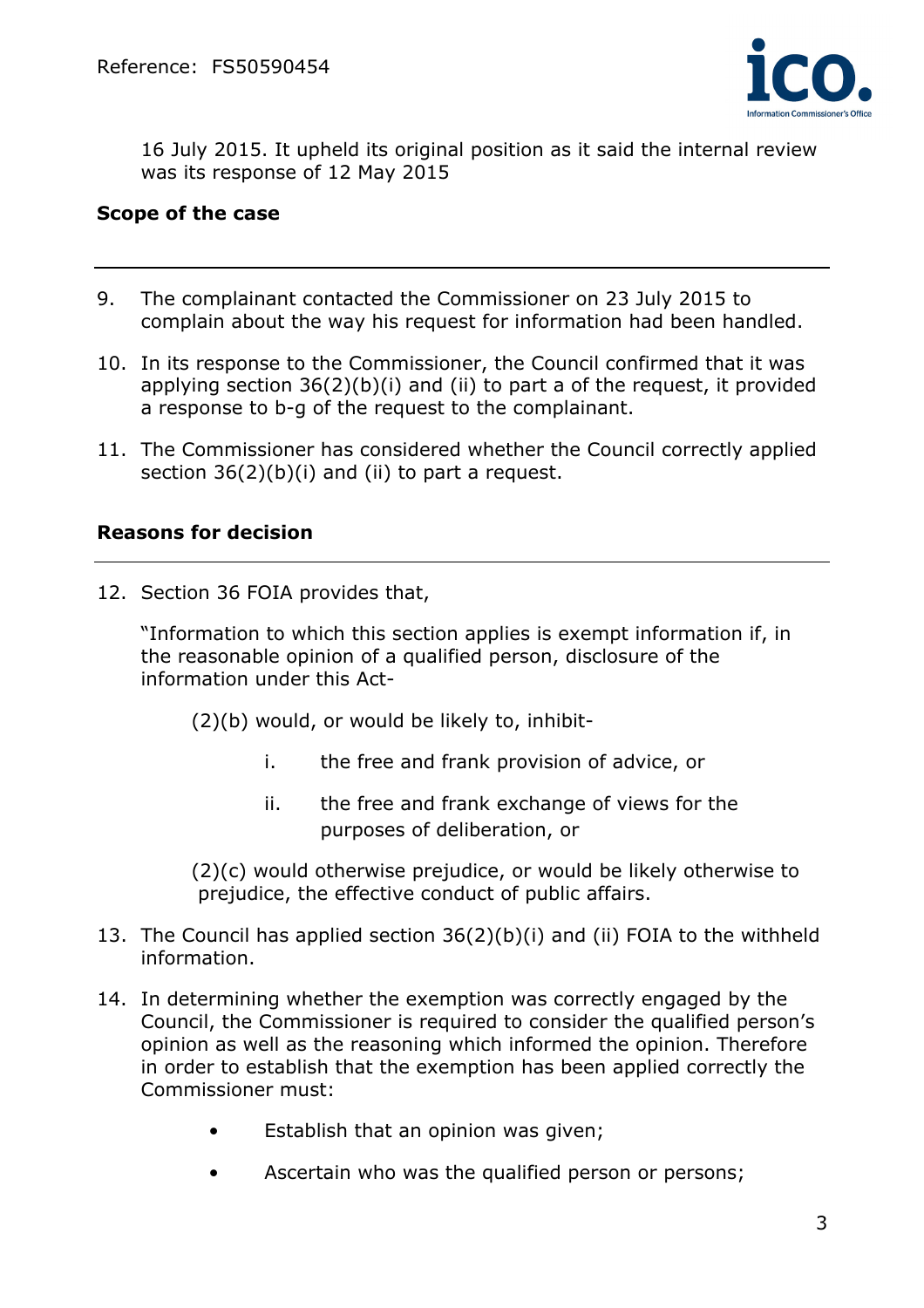16 July 2015. It upheld its original position as it said the internal review was its response of 12 May 2015

## Scope of the case

9. The complainant contacted the Commissioner on 23 July 2015 to complain about the way his request for information had been handled.

10. In its response to the Commissioner, the Council confirmed that it was applying section 36(2)(b)(i) and (ii) to part a of the request, it provided a response to b-g of the request to the complainant.

11. The Commissioner has considered whether the Council correctly applied section 36(2)(b)(i) and (ii) to part a request.

## Reasons for decision

12. Section 36 FOIA provides that,

    "Information to which this section applies is exempt information if, in the reasonable opinion of a qualified person, disclosure of the information under this Act-

    (2)(b) would, or would be likely to, inhibit-

    i. the free and frank provision of advice, or

    ii. the free and frank exchange of views for the purposes of deliberation, or

    (2)(c) would otherwise prejudice, or would be likely otherwise to prejudice, the effective conduct of public affairs.

13. The Council has applied section 36(2)(b)(i) and (ii) FOIA to the withheld information.

14. In determining whether the exemption was correctly engaged by the Council, the Commissioner is required to consider the qualified person's opinion as well as the reasoning which informed the opinion. Therefore in order to establish that the exemption has been applied correctly the Commissioner must:

    - Establish that an opinion was given;
    - Ascertain who was the qualified person or persons;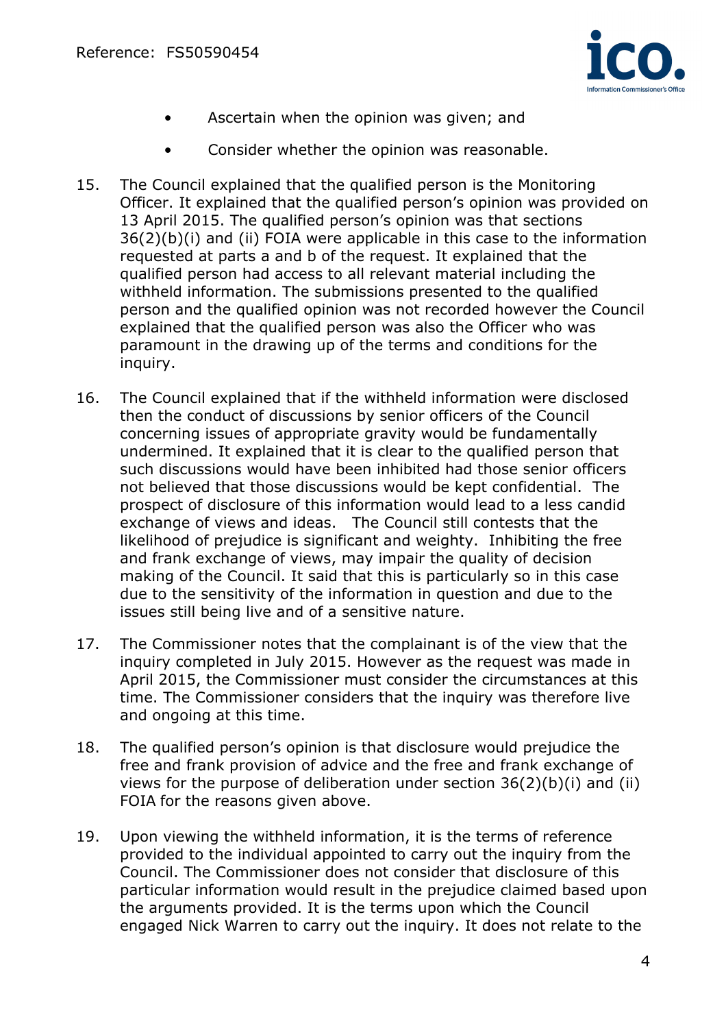- Ascertain when the opinion was given; and
- Consider whether the opinion was reasonable.

15. The Council explained that the qualified person is the Monitoring Officer. It explained that the qualified person's opinion was provided on 13 April 2015. The qualified person's opinion was that sections 36(2)(b)(i) and (ii) FOIA were applicable in this case to the information requested at parts a and b of the request. It explained that the qualified person had access to all relevant material including the withheld information. The submissions presented to the qualified person and the qualified opinion was not recorded however the Council explained that the qualified person was also the Officer who was paramount in the drawing up of the terms and conditions for the inquiry.

16. The Council explained that if the withheld information were disclosed then the conduct of discussions by senior officers of the Council concerning issues of appropriate gravity would be fundamentally undermined. It explained that it is clear to the qualified person that such discussions would have been inhibited had those senior officers not believed that those discussions would be kept confidential. The prospect of disclosure of this information would lead to a less candid exchange of views and ideas. The Council still contests that the likelihood of prejudice is significant and weighty. Inhibiting the free and frank exchange of views, may impair the quality of decision making of the Council. It said that this is particularly so in this case due to the sensitivity of the information in question and due to the issues still being live and of a sensitive nature.

17. The Commissioner notes that the complainant is of the view that the inquiry completed in July 2015. However as the request was made in April 2015, the Commissioner must consider the circumstances at this time. The Commissioner considers that the inquiry was therefore live and ongoing at this time.

18. The qualified person's opinion is that disclosure would prejudice the free and frank provision of advice and the free and frank exchange of views for the purpose of deliberation under section 36(2)(b)(i) and (ii) FOIA for the reasons given above.

19. Upon viewing the withheld information, it is the terms of reference provided to the individual appointed to carry out the inquiry from the Council. The Commissioner does not consider that disclosure of this particular information would result in the prejudice claimed based upon the arguments provided. It is the terms upon which the Council engaged Nick Warren to carry out the inquiry. It does not relate to the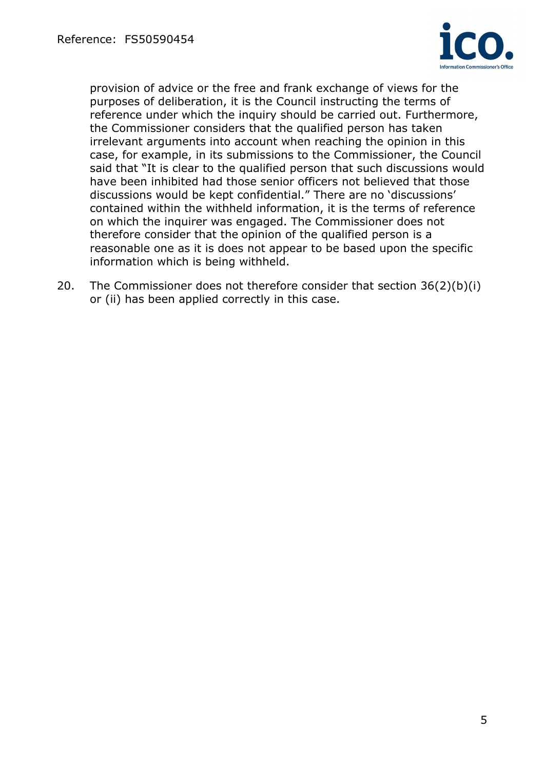provision of advice or the free and frank exchange of views for the purposes of deliberation, it is the Council instructing the terms of reference under which the inquiry should be carried out. Furthermore, the Commissioner considers that the qualified person has taken irrelevant arguments into account when reaching the opinion in this case, for example, in its submissions to the Commissioner, the Council said that "It is clear to the qualified person that such discussions would have been inhibited had those senior officers not believed that those discussions would be kept confidential." There are no 'discussions' contained within the withheld information, it is the terms of reference on which the inquirer was engaged. The Commissioner does not therefore consider that the opinion of the qualified person is a reasonable one as it is does not appear to be based upon the specific information which is being withheld.

20. The Commissioner does not therefore consider that section 36(2)(b)(i) or (ii) has been applied correctly in this case.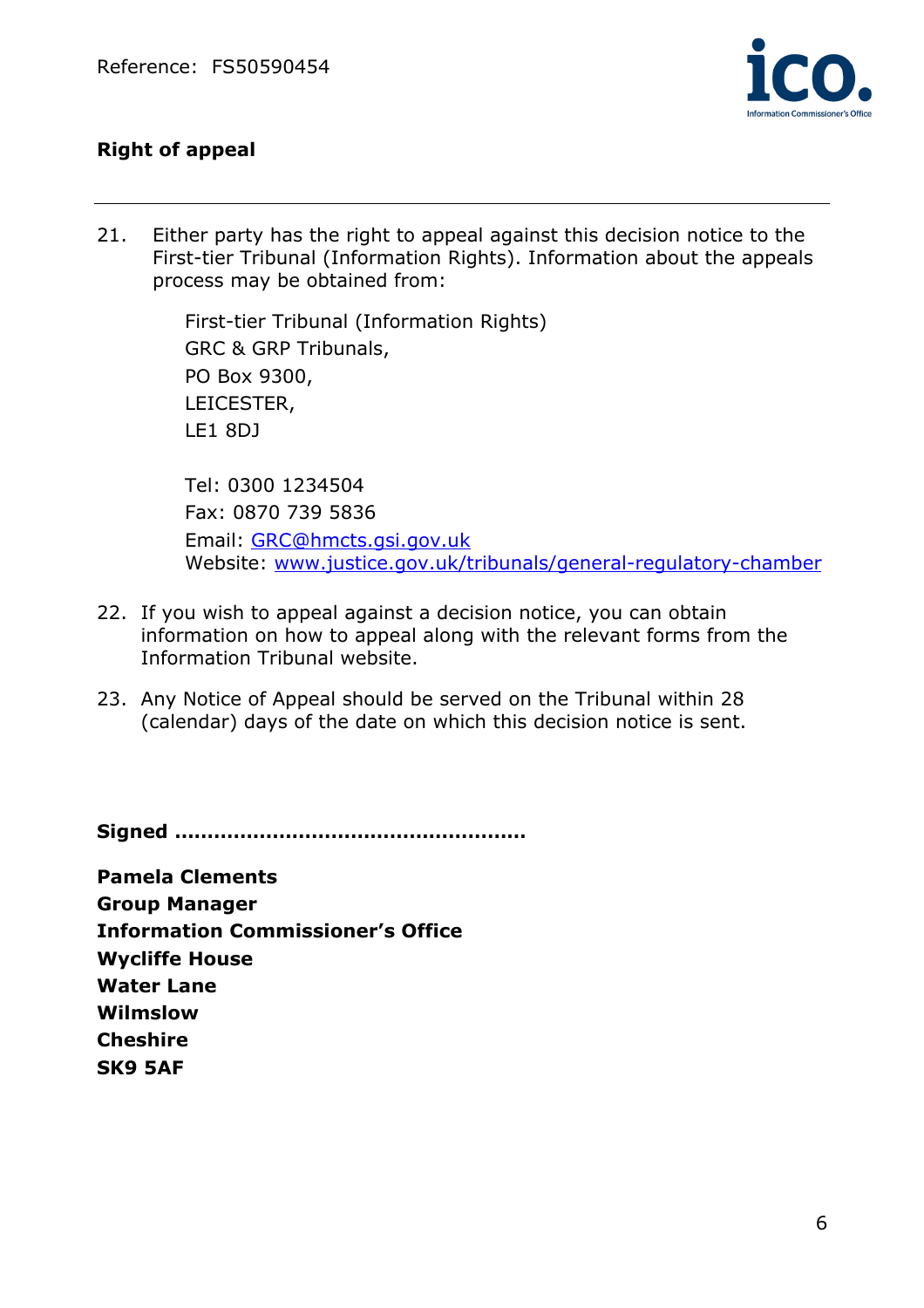## Right of appeal

---

21. Either party has the right to appeal against this decision notice to the First-tier Tribunal (Information Rights). Information about the appeals process may be obtained from:

    First-tier Tribunal (Information Rights)
    GRC & GRP Tribunals,
    PO Box 9300,
    LEICESTER,
    LE1 8DJ

    Tel: 0300 1234504
    Fax: 0870 739 5836
    Email: GRC@hmcts.gsi.gov.uk
    Website: www.justice.gov.uk/tribunals/general-regulatory-chamber

22. If you wish to appeal against a decision notice, you can obtain information on how to appeal along with the relevant forms from the Information Tribunal website.

23. Any Notice of Appeal should be served on the Tribunal within 28 (calendar) days of the date on which this decision notice is sent.

**Signed ………………………………………………**

**Pamela Clements**
**Group Manager**
**Information Commissioner's Office**
**Wycliffe House**
**Water Lane**
**Wilmslow**
**Cheshire**
**SK9 5AF**